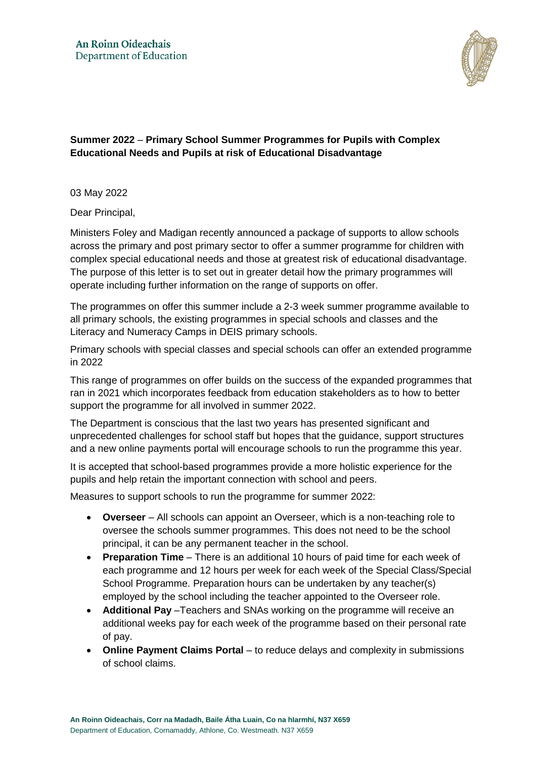An Roinn Oideachais
Department of Education

**Summer 2022 – Primary School Summer Programmes for Pupils with Complex Educational Needs and Pupils at risk of Educational Disadvantage**

03 May 2022

Dear Principal,

Ministers Foley and Madigan recently announced a package of supports to allow schools across the primary and post primary sector to offer a summer programme for children with complex special educational needs and those at greatest risk of educational disadvantage. The purpose of this letter is to set out in greater detail how the primary programmes will operate including further information on the range of supports on offer.

The programmes on offer this summer include a 2-3 week summer programme available to all primary schools, the existing programmes in special schools and classes and the Literacy and Numeracy Camps in DEIS primary schools.

Primary schools with special classes and special schools can offer an extended programme in 2022

This range of programmes on offer builds on the success of the expanded programmes that ran in 2021 which incorporates feedback from education stakeholders as to how to better support the programme for all involved in summer 2022.

The Department is conscious that the last two years has presented significant and unprecedented challenges for school staff but hopes that the guidance, support structures and a new online payments portal will encourage schools to run the programme this year.

It is accepted that school-based programmes provide a more holistic experience for the pupils and help retain the important connection with school and peers.

Measures to support schools to run the programme for summer 2022:

- **Overseer** – All schools can appoint an Overseer, which is a non-teaching role to oversee the schools summer programmes. This does not need to be the school principal, it can be any permanent teacher in the school.
- **Preparation Time** – There is an additional 10 hours of paid time for each week of each programme and 12 hours per week for each week of the Special Class/Special School Programme. Preparation hours can be undertaken by any teacher(s) employed by the school including the teacher appointed to the Overseer role.
- **Additional Pay** –Teachers and SNAs working on the programme will receive an additional weeks pay for each week of the programme based on their personal rate of pay.
- **Online Payment Claims Portal** – to reduce delays and complexity in submissions of school claims.

An Roinn Oideachais, Corr na Madadh, Baile Átha Luain, Co na hIarmhí, N37 X659
Department of Education, Cornamaddy, Athlone, Co. Westmeath. N37 X659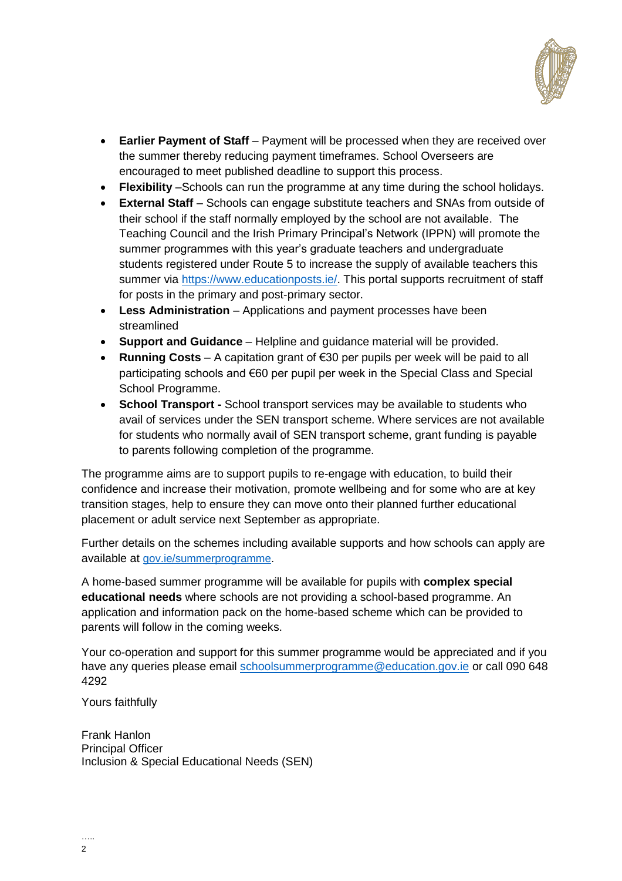- **Earlier Payment of Staff** – Payment will be processed when they are received over the summer thereby reducing payment timeframes. School Overseers are encouraged to meet published deadline to support this process.
- **Flexibility** –Schools can run the programme at any time during the school holidays.
- **External Staff** – Schools can engage substitute teachers and SNAs from outside of their school if the staff normally employed by the school are not available. The Teaching Council and the Irish Primary Principal's Network (IPPN) will promote the summer programmes with this year's graduate teachers and undergraduate students registered under Route 5 to increase the supply of available teachers this summer via https://www.educationposts.ie/. This portal supports recruitment of staff for posts in the primary and post-primary sector.
- **Less Administration** – Applications and payment processes have been streamlined
- **Support and Guidance** – Helpline and guidance material will be provided.
- **Running Costs** – A capitation grant of €30 per pupils per week will be paid to all participating schools and €60 per pupil per week in the Special Class and Special School Programme.
- **School Transport -** School transport services may be available to students who avail of services under the SEN transport scheme. Where services are not available for students who normally avail of SEN transport scheme, grant funding is payable to parents following completion of the programme.

The programme aims are to support pupils to re-engage with education, to build their confidence and increase their motivation, promote wellbeing and for some who are at key transition stages, help to ensure they can move onto their planned further educational placement or adult service next September as appropriate.

Further details on the schemes including available supports and how schools can apply are available at gov.ie/summerprogramme.

A home-based summer programme will be available for pupils with **complex special educational needs** where schools are not providing a school-based programme. An application and information pack on the home-based scheme which can be provided to parents will follow in the coming weeks.

Your co-operation and support for this summer programme would be appreciated and if you have any queries please email schoolsummerprogramme@education.gov.ie or call 090 648 4292

Yours faithfully

Frank Hanlon
Principal Officer
Inclusion & Special Educational Needs (SEN)